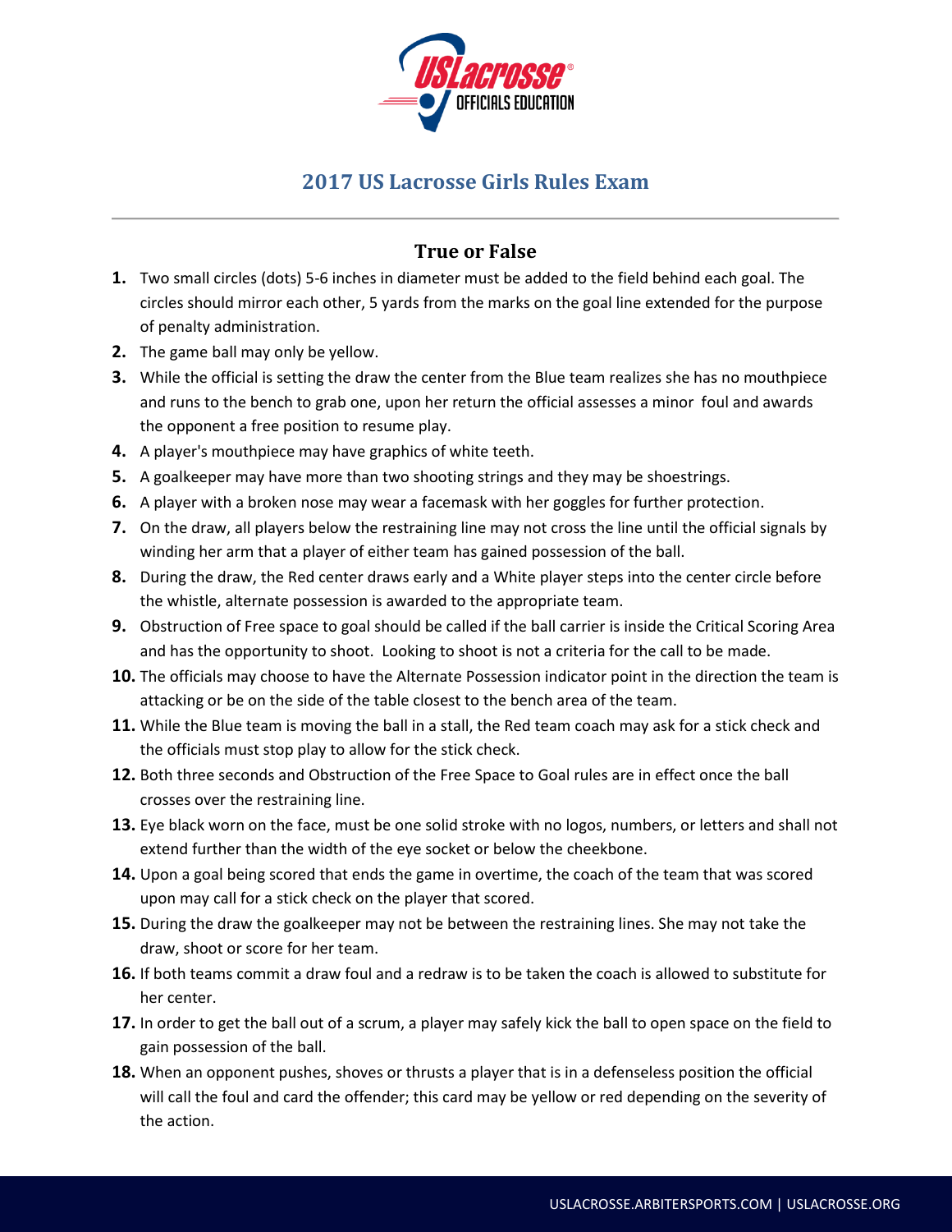# 2017 US Lacrosse Girls Rules Exam

## True or False

1. Two small circles (dots) 5-6 inches in diameter must be added to the field behind each goal. The circles should mirror each other, 5 yards from the marks on the goal line extended for the purpose of penalty administration.
2. The game ball may only be yellow.
3. While the official is setting the draw the center from the Blue team realizes she has no mouthpiece and runs to the bench to grab one, upon her return the official assesses a minor foul and awards the opponent a free position to resume play.
4. A player's mouthpiece may have graphics of white teeth.
5. A goalkeeper may have more than two shooting strings and they may be shoestrings.
6. A player with a broken nose may wear a facemask with her goggles for further protection.
7. On the draw, all players below the restraining line may not cross the line until the official signals by winding her arm that a player of either team has gained possession of the ball.
8. During the draw, the Red center draws early and a White player steps into the center circle before the whistle, alternate possession is awarded to the appropriate team.
9. Obstruction of Free space to goal should be called if the ball carrier is inside the Critical Scoring Area and has the opportunity to shoot. Looking to shoot is not a criteria for the call to be made.
10. The officials may choose to have the Alternate Possession indicator point in the direction the team is attacking or be on the side of the table closest to the bench area of the team.
11. While the Blue team is moving the ball in a stall, the Red team coach may ask for a stick check and the officials must stop play to allow for the stick check.
12. Both three seconds and Obstruction of the Free Space to Goal rules are in effect once the ball crosses over the restraining line.
13. Eye black worn on the face, must be one solid stroke with no logos, numbers, or letters and shall not extend further than the width of the eye socket or below the cheekbone.
14. Upon a goal being scored that ends the game in overtime, the coach of the team that was scored upon may call for a stick check on the player that scored.
15. During the draw the goalkeeper may not be between the restraining lines. She may not take the draw, shoot or score for her team.
16. If both teams commit a draw foul and a redraw is to be taken the coach is allowed to substitute for her center.
17. In order to get the ball out of a scrum, a player may safely kick the ball to open space on the field to gain possession of the ball.
18. When an opponent pushes, shoves or thrusts a player that is in a defenseless position the official will call the foul and card the offender; this card may be yellow or red depending on the severity of the action.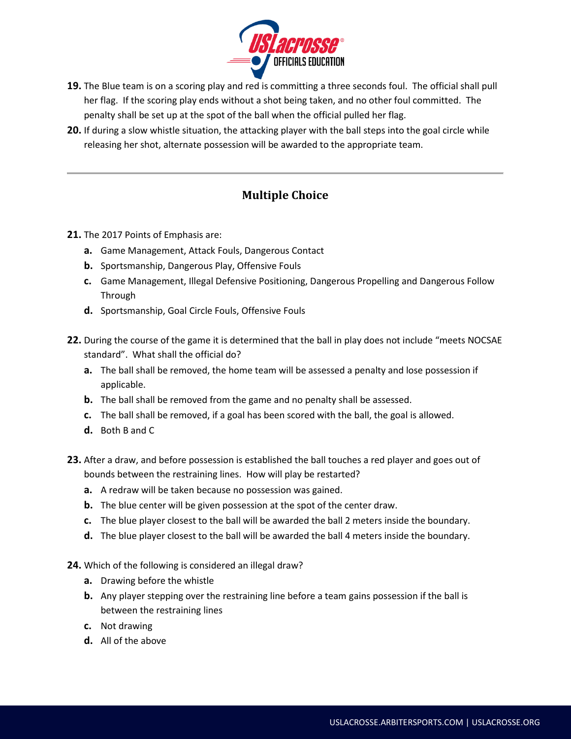**19.** The Blue team is on a scoring play and red is committing a three seconds foul. The official shall pull her flag. If the scoring play ends without a shot being taken, and no other foul committed. The penalty shall be set up at the spot of the ball when the official pulled her flag.

**20.** If during a slow whistle situation, the attacking player with the ball steps into the goal circle while releasing her shot, alternate possession will be awarded to the appropriate team.

---

## Multiple Choice

**21.** The 2017 Points of Emphasis are:

- **a.** Game Management, Attack Fouls, Dangerous Contact
- **b.** Sportsmanship, Dangerous Play, Offensive Fouls
- **c.** Game Management, Illegal Defensive Positioning, Dangerous Propelling and Dangerous Follow Through
- **d.** Sportsmanship, Goal Circle Fouls, Offensive Fouls

**22.** During the course of the game it is determined that the ball in play does not include "meets NOCSAE standard". What shall the official do?

- **a.** The ball shall be removed, the home team will be assessed a penalty and lose possession if applicable.
- **b.** The ball shall be removed from the game and no penalty shall be assessed.
- **c.** The ball shall be removed, if a goal has been scored with the ball, the goal is allowed.
- **d.** Both B and C

**23.** After a draw, and before possession is established the ball touches a red player and goes out of bounds between the restraining lines. How will play be restarted?

- **a.** A redraw will be taken because no possession was gained.
- **b.** The blue center will be given possession at the spot of the center draw.
- **c.** The blue player closest to the ball will be awarded the ball 2 meters inside the boundary.
- **d.** The blue player closest to the ball will be awarded the ball 4 meters inside the boundary.

**24.** Which of the following is considered an illegal draw?

- **a.** Drawing before the whistle
- **b.** Any player stepping over the restraining line before a team gains possession if the ball is between the restraining lines
- **c.** Not drawing
- **d.** All of the above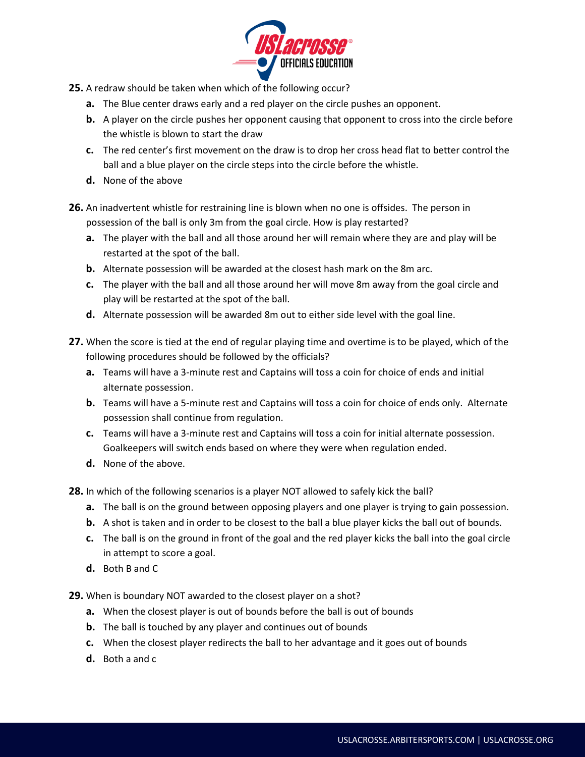**25.** A redraw should be taken when which of the following occur?

- **a.** The Blue center draws early and a red player on the circle pushes an opponent.
- **b.** A player on the circle pushes her opponent causing that opponent to cross into the circle before the whistle is blown to start the draw
- **c.** The red center's first movement on the draw is to drop her cross head flat to better control the ball and a blue player on the circle steps into the circle before the whistle.
- **d.** None of the above

**26.** An inadvertent whistle for restraining line is blown when no one is offsides. The person in possession of the ball is only 3m from the goal circle. How is play restarted?

- **a.** The player with the ball and all those around her will remain where they are and play will be restarted at the spot of the ball.
- **b.** Alternate possession will be awarded at the closest hash mark on the 8m arc.
- **c.** The player with the ball and all those around her will move 8m away from the goal circle and play will be restarted at the spot of the ball.
- **d.** Alternate possession will be awarded 8m out to either side level with the goal line.

**27.** When the score is tied at the end of regular playing time and overtime is to be played, which of the following procedures should be followed by the officials?

- **a.** Teams will have a 3-minute rest and Captains will toss a coin for choice of ends and initial alternate possession.
- **b.** Teams will have a 5-minute rest and Captains will toss a coin for choice of ends only. Alternate possession shall continue from regulation.
- **c.** Teams will have a 3-minute rest and Captains will toss a coin for initial alternate possession. Goalkeepers will switch ends based on where they were when regulation ended.
- **d.** None of the above.

**28.** In which of the following scenarios is a player NOT allowed to safely kick the ball?

- **a.** The ball is on the ground between opposing players and one player is trying to gain possession.
- **b.** A shot is taken and in order to be closest to the ball a blue player kicks the ball out of bounds.
- **c.** The ball is on the ground in front of the goal and the red player kicks the ball into the goal circle in attempt to score a goal.
- **d.** Both B and C

**29.** When is boundary NOT awarded to the closest player on a shot?

- **a.** When the closest player is out of bounds before the ball is out of bounds
- **b.** The ball is touched by any player and continues out of bounds
- **c.** When the closest player redirects the ball to her advantage and it goes out of bounds
- **d.** Both a and c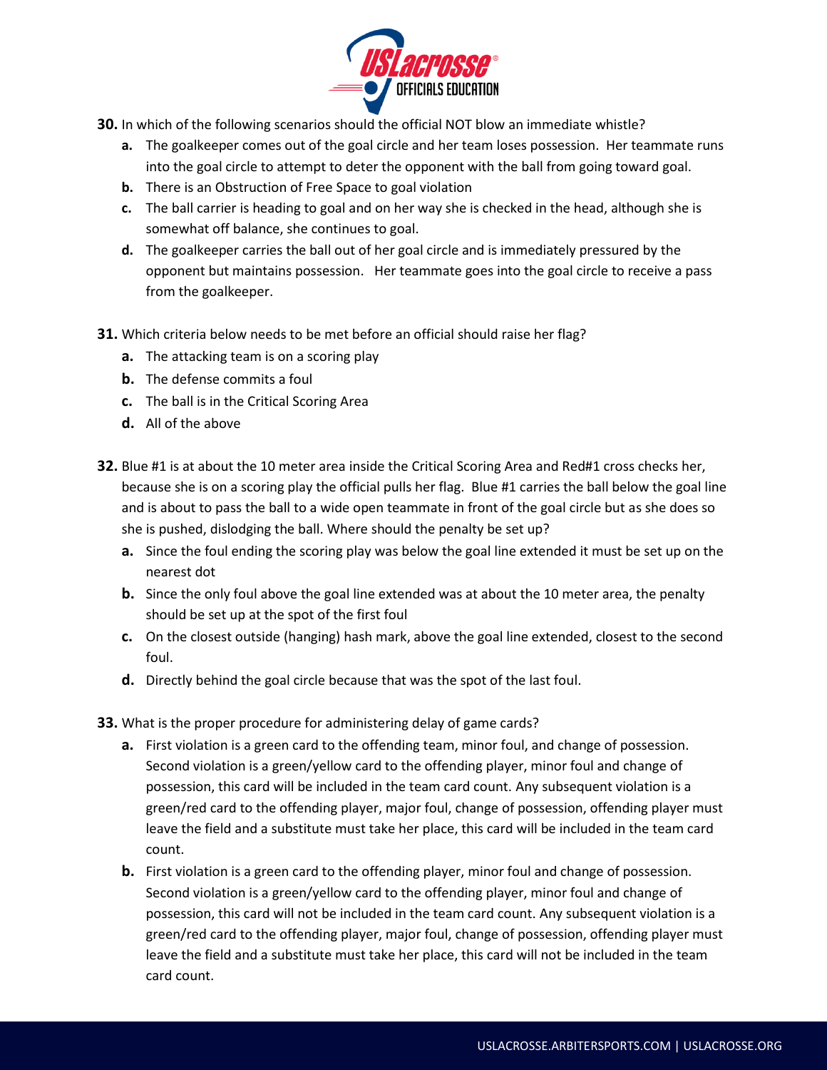**30.** In which of the following scenarios should the official NOT blow an immediate whistle?

- **a.** The goalkeeper comes out of the goal circle and her team loses possession. Her teammate runs into the goal circle to attempt to deter the opponent with the ball from going toward goal.
- **b.** There is an Obstruction of Free Space to goal violation
- **c.** The ball carrier is heading to goal and on her way she is checked in the head, although she is somewhat off balance, she continues to goal.
- **d.** The goalkeeper carries the ball out of her goal circle and is immediately pressured by the opponent but maintains possession. Her teammate goes into the goal circle to receive a pass from the goalkeeper.

**31.** Which criteria below needs to be met before an official should raise her flag?

- **a.** The attacking team is on a scoring play
- **b.** The defense commits a foul
- **c.** The ball is in the Critical Scoring Area
- **d.** All of the above

**32.** Blue #1 is at about the 10 meter area inside the Critical Scoring Area and Red#1 cross checks her, because she is on a scoring play the official pulls her flag. Blue #1 carries the ball below the goal line and is about to pass the ball to a wide open teammate in front of the goal circle but as she does so she is pushed, dislodging the ball. Where should the penalty be set up?

- **a.** Since the foul ending the scoring play was below the goal line extended it must be set up on the nearest dot
- **b.** Since the only foul above the goal line extended was at about the 10 meter area, the penalty should be set up at the spot of the first foul
- **c.** On the closest outside (hanging) hash mark, above the goal line extended, closest to the second foul.
- **d.** Directly behind the goal circle because that was the spot of the last foul.

**33.** What is the proper procedure for administering delay of game cards?

- **a.** First violation is a green card to the offending team, minor foul, and change of possession. Second violation is a green/yellow card to the offending player, minor foul and change of possession, this card will be included in the team card count. Any subsequent violation is a green/red card to the offending player, major foul, change of possession, offending player must leave the field and a substitute must take her place, this card will be included in the team card count.
- **b.** First violation is a green card to the offending player, minor foul and change of possession. Second violation is a green/yellow card to the offending player, minor foul and change of possession, this card will not be included in the team card count. Any subsequent violation is a green/red card to the offending player, major foul, change of possession, offending player must leave the field and a substitute must take her place, this card will not be included in the team card count.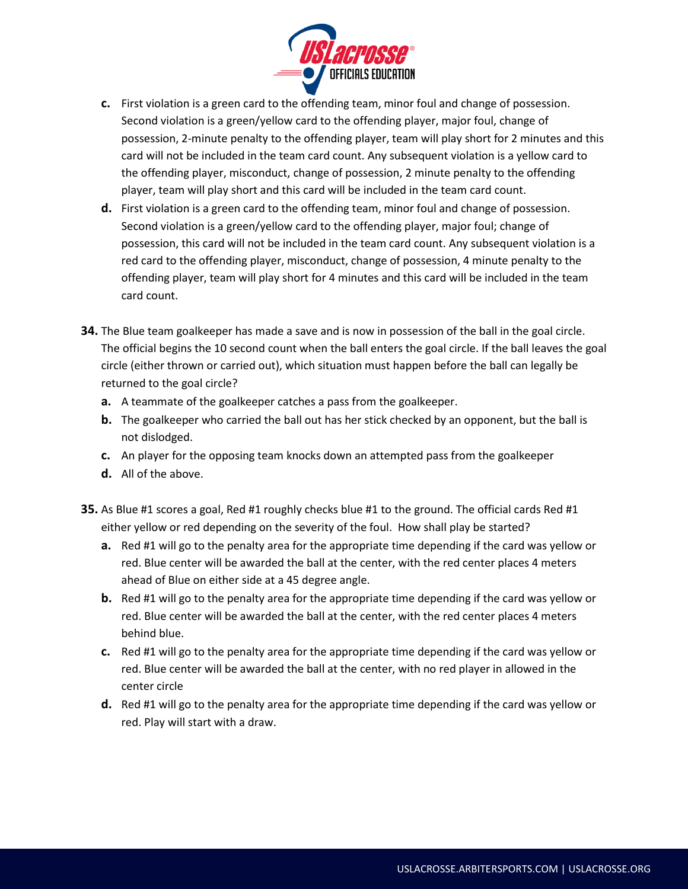**c.** First violation is a green card to the offending team, minor foul and change of possession. Second violation is a green/yellow card to the offending player, major foul, change of possession, 2-minute penalty to the offending player, team will play short for 2 minutes and this card will not be included in the team card count. Any subsequent violation is a yellow card to the offending player, misconduct, change of possession, 2 minute penalty to the offending player, team will play short and this card will be included in the team card count.

**d.** First violation is a green card to the offending team, minor foul and change of possession. Second violation is a green/yellow card to the offending player, major foul; change of possession, this card will not be included in the team card count. Any subsequent violation is a red card to the offending player, misconduct, change of possession, 4 minute penalty to the offending player, team will play short for 4 minutes and this card will be included in the team card count.

**34.** The Blue team goalkeeper has made a save and is now in possession of the ball in the goal circle. The official begins the 10 second count when the ball enters the goal circle. If the ball leaves the goal circle (either thrown or carried out), which situation must happen before the ball can legally be returned to the goal circle?

**a.** A teammate of the goalkeeper catches a pass from the goalkeeper.

**b.** The goalkeeper who carried the ball out has her stick checked by an opponent, but the ball is not dislodged.

**c.** An player for the opposing team knocks down an attempted pass from the goalkeeper

**d.** All of the above.

**35.** As Blue #1 scores a goal, Red #1 roughly checks blue #1 to the ground. The official cards Red #1 either yellow or red depending on the severity of the foul. How shall play be started?

**a.** Red #1 will go to the penalty area for the appropriate time depending if the card was yellow or red. Blue center will be awarded the ball at the center, with the red center places 4 meters ahead of Blue on either side at a 45 degree angle.

**b.** Red #1 will go to the penalty area for the appropriate time depending if the card was yellow or red. Blue center will be awarded the ball at the center, with the red center places 4 meters behind blue.

**c.** Red #1 will go to the penalty area for the appropriate time depending if the card was yellow or red. Blue center will be awarded the ball at the center, with no red player in allowed in the center circle

**d.** Red #1 will go to the penalty area for the appropriate time depending if the card was yellow or red. Play will start with a draw.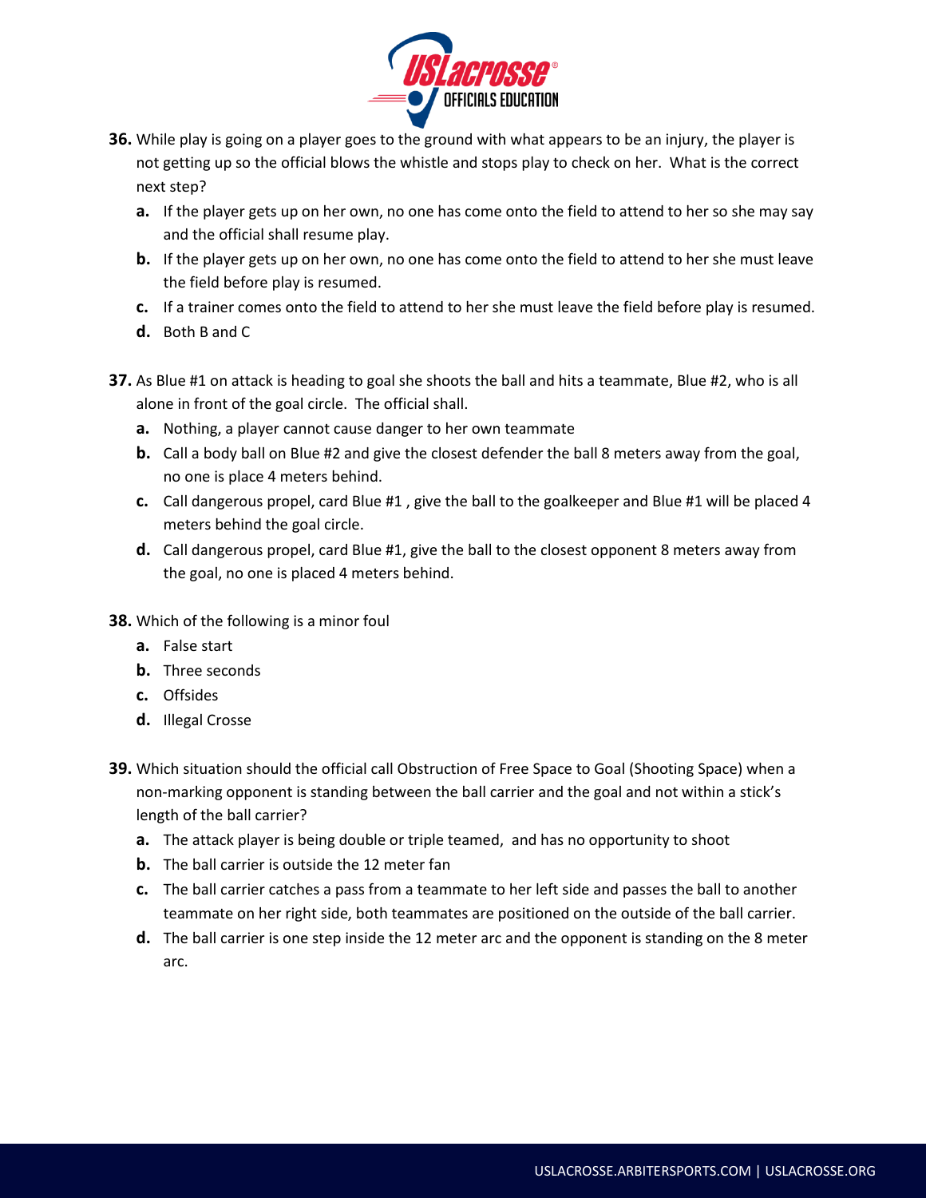**36.** While play is going on a player goes to the ground with what appears to be an injury, the player is not getting up so the official blows the whistle and stops play to check on her. What is the correct next step?

- **a.** If the player gets up on her own, no one has come onto the field to attend to her so she may say and the official shall resume play.
- **b.** If the player gets up on her own, no one has come onto the field to attend to her she must leave the field before play is resumed.
- **c.** If a trainer comes onto the field to attend to her she must leave the field before play is resumed.
- **d.** Both B and C

**37.** As Blue #1 on attack is heading to goal she shoots the ball and hits a teammate, Blue #2, who is all alone in front of the goal circle. The official shall.

- **a.** Nothing, a player cannot cause danger to her own teammate
- **b.** Call a body ball on Blue #2 and give the closest defender the ball 8 meters away from the goal, no one is place 4 meters behind.
- **c.** Call dangerous propel, card Blue #1 , give the ball to the goalkeeper and Blue #1 will be placed 4 meters behind the goal circle.
- **d.** Call dangerous propel, card Blue #1, give the ball to the closest opponent 8 meters away from the goal, no one is placed 4 meters behind.

**38.** Which of the following is a minor foul

- **a.** False start
- **b.** Three seconds
- **c.** Offsides
- **d.** Illegal Crosse

**39.** Which situation should the official call Obstruction of Free Space to Goal (Shooting Space) when a non-marking opponent is standing between the ball carrier and the goal and not within a stick's length of the ball carrier?

- **a.** The attack player is being double or triple teamed, and has no opportunity to shoot
- **b.** The ball carrier is outside the 12 meter fan
- **c.** The ball carrier catches a pass from a teammate to her left side and passes the ball to another teammate on her right side, both teammates are positioned on the outside of the ball carrier.
- **d.** The ball carrier is one step inside the 12 meter arc and the opponent is standing on the 8 meter arc.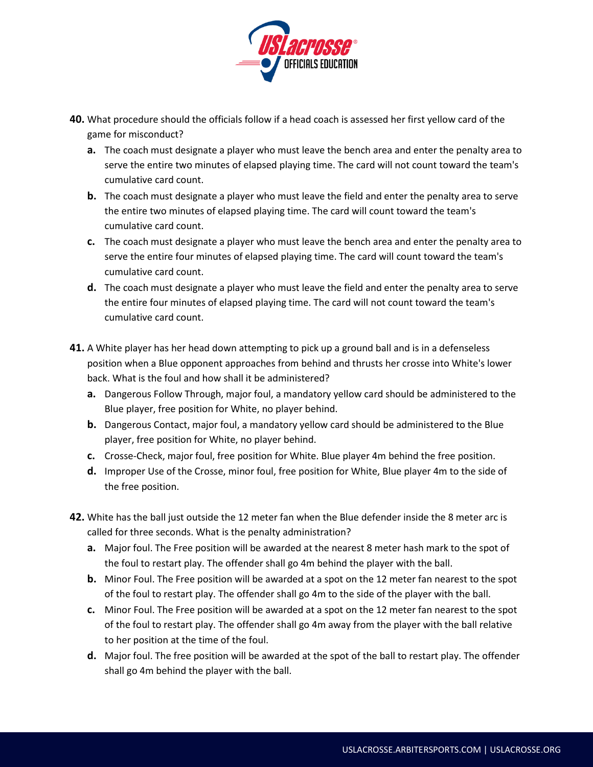**40.** What procedure should the officials follow if a head coach is assessed her first yellow card of the game for misconduct?

- **a.** The coach must designate a player who must leave the bench area and enter the penalty area to serve the entire two minutes of elapsed playing time. The card will not count toward the team's cumulative card count.
- **b.** The coach must designate a player who must leave the field and enter the penalty area to serve the entire two minutes of elapsed playing time. The card will count toward the team's cumulative card count.
- **c.** The coach must designate a player who must leave the bench area and enter the penalty area to serve the entire four minutes of elapsed playing time. The card will count toward the team's cumulative card count.
- **d.** The coach must designate a player who must leave the field and enter the penalty area to serve the entire four minutes of elapsed playing time. The card will not count toward the team's cumulative card count.

**41.** A White player has her head down attempting to pick up a ground ball and is in a defenseless position when a Blue opponent approaches from behind and thrusts her crosse into White's lower back. What is the foul and how shall it be administered?

- **a.** Dangerous Follow Through, major foul, a mandatory yellow card should be administered to the Blue player, free position for White, no player behind.
- **b.** Dangerous Contact, major foul, a mandatory yellow card should be administered to the Blue player, free position for White, no player behind.
- **c.** Crosse-Check, major foul, free position for White. Blue player 4m behind the free position.
- **d.** Improper Use of the Crosse, minor foul, free position for White, Blue player 4m to the side of the free position.

**42.** White has the ball just outside the 12 meter fan when the Blue defender inside the 8 meter arc is called for three seconds. What is the penalty administration?

- **a.** Major foul. The Free position will be awarded at the nearest 8 meter hash mark to the spot of the foul to restart play. The offender shall go 4m behind the player with the ball.
- **b.** Minor Foul. The Free position will be awarded at a spot on the 12 meter fan nearest to the spot of the foul to restart play. The offender shall go 4m to the side of the player with the ball.
- **c.** Minor Foul. The Free position will be awarded at a spot on the 12 meter fan nearest to the spot of the foul to restart play. The offender shall go 4m away from the player with the ball relative to her position at the time of the foul.
- **d.** Major foul. The free position will be awarded at the spot of the ball to restart play. The offender shall go 4m behind the player with the ball.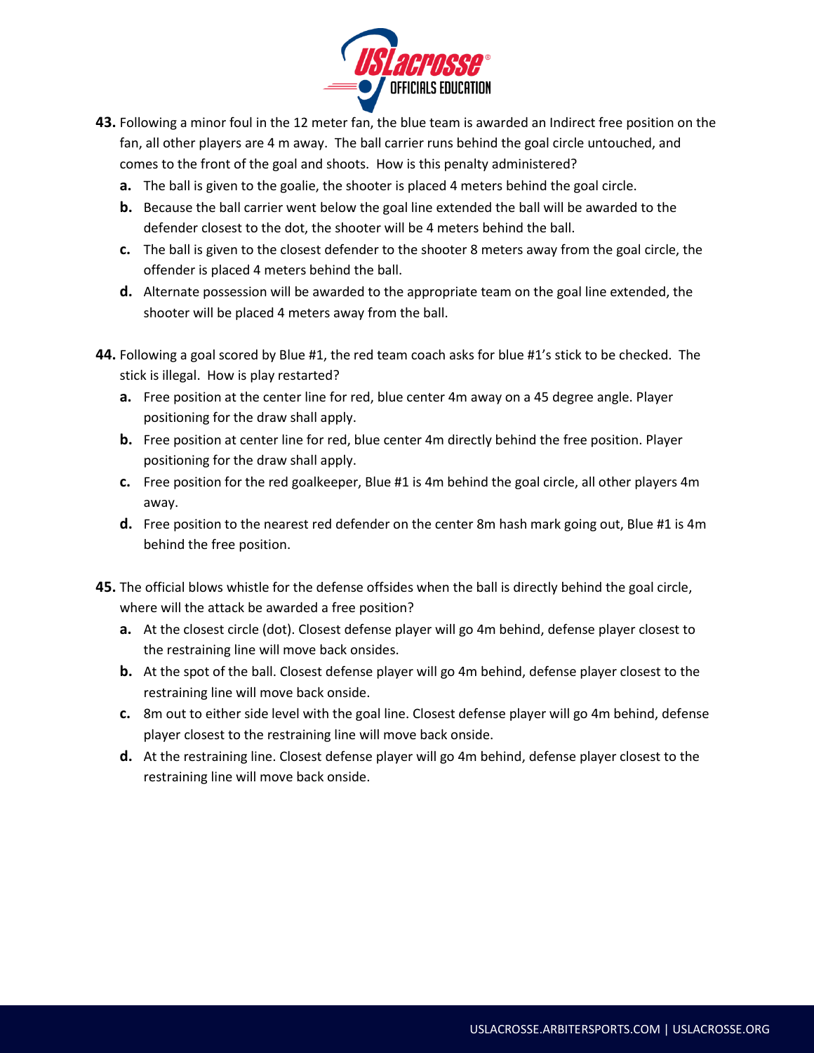**43.** Following a minor foul in the 12 meter fan, the blue team is awarded an Indirect free position on the fan, all other players are 4 m away. The ball carrier runs behind the goal circle untouched, and comes to the front of the goal and shoots. How is this penalty administered?

- **a.** The ball is given to the goalie, the shooter is placed 4 meters behind the goal circle.
- **b.** Because the ball carrier went below the goal line extended the ball will be awarded to the defender closest to the dot, the shooter will be 4 meters behind the ball.
- **c.** The ball is given to the closest defender to the shooter 8 meters away from the goal circle, the offender is placed 4 meters behind the ball.
- **d.** Alternate possession will be awarded to the appropriate team on the goal line extended, the shooter will be placed 4 meters away from the ball.

**44.** Following a goal scored by Blue #1, the red team coach asks for blue #1's stick to be checked. The stick is illegal. How is play restarted?

- **a.** Free position at the center line for red, blue center 4m away on a 45 degree angle. Player positioning for the draw shall apply.
- **b.** Free position at center line for red, blue center 4m directly behind the free position. Player positioning for the draw shall apply.
- **c.** Free position for the red goalkeeper, Blue #1 is 4m behind the goal circle, all other players 4m away.
- **d.** Free position to the nearest red defender on the center 8m hash mark going out, Blue #1 is 4m behind the free position.

**45.** The official blows whistle for the defense offsides when the ball is directly behind the goal circle, where will the attack be awarded a free position?

- **a.** At the closest circle (dot). Closest defense player will go 4m behind, defense player closest to the restraining line will move back onsides.
- **b.** At the spot of the ball. Closest defense player will go 4m behind, defense player closest to the restraining line will move back onside.
- **c.** 8m out to either side level with the goal line. Closest defense player will go 4m behind, defense player closest to the restraining line will move back onside.
- **d.** At the restraining line. Closest defense player will go 4m behind, defense player closest to the restraining line will move back onside.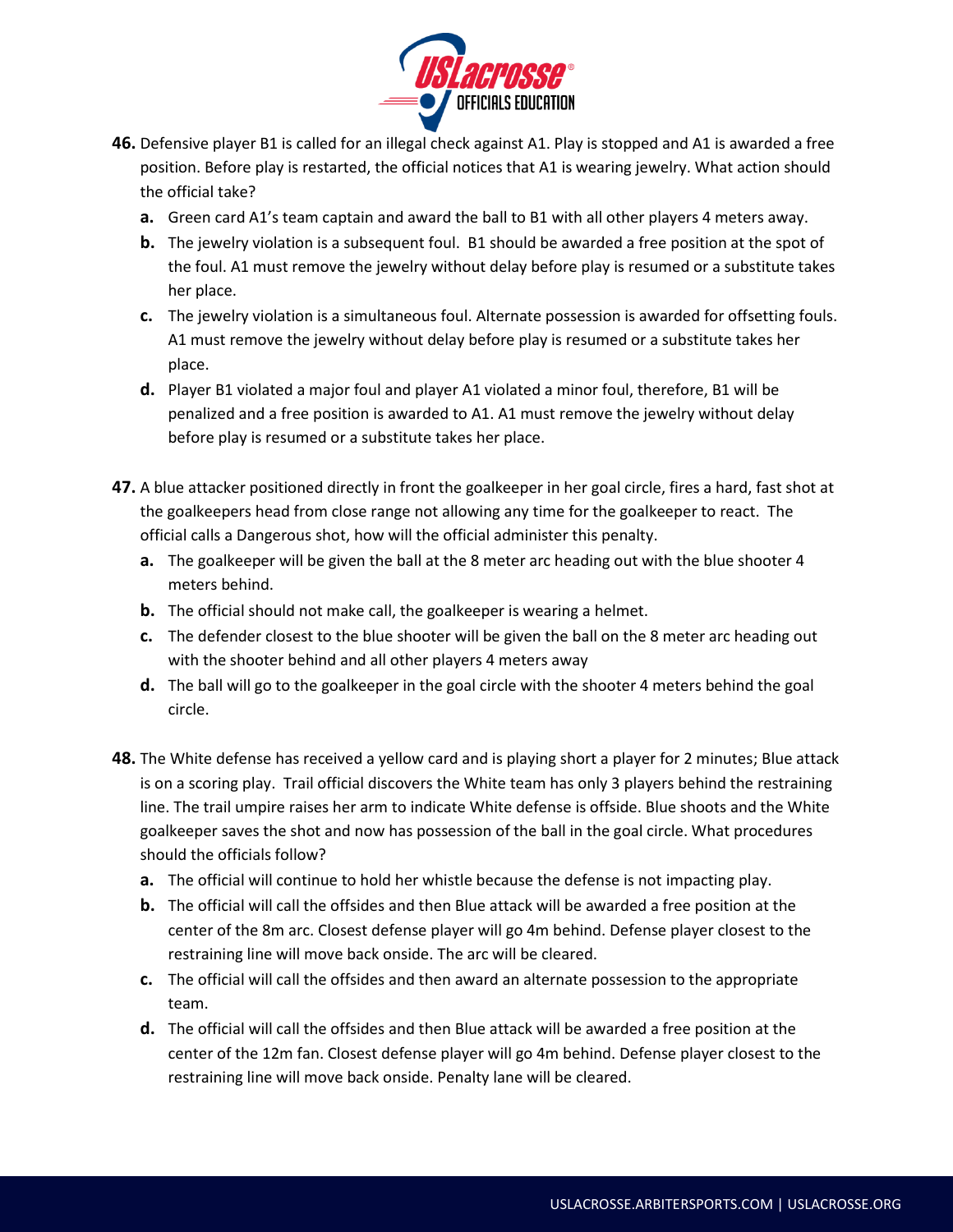**46.** Defensive player B1 is called for an illegal check against A1. Play is stopped and A1 is awarded a free position. Before play is restarted, the official notices that A1 is wearing jewelry. What action should the official take?

  **a.** Green card A1's team captain and award the ball to B1 with all other players 4 meters away.

  **b.** The jewelry violation is a subsequent foul. B1 should be awarded a free position at the spot of the foul. A1 must remove the jewelry without delay before play is resumed or a substitute takes her place.

  **c.** The jewelry violation is a simultaneous foul. Alternate possession is awarded for offsetting fouls. A1 must remove the jewelry without delay before play is resumed or a substitute takes her place.

  **d.** Player B1 violated a major foul and player A1 violated a minor foul, therefore, B1 will be penalized and a free position is awarded to A1. A1 must remove the jewelry without delay before play is resumed or a substitute takes her place.

**47.** A blue attacker positioned directly in front the goalkeeper in her goal circle, fires a hard, fast shot at the goalkeepers head from close range not allowing any time for the goalkeeper to react. The official calls a Dangerous shot, how will the official administer this penalty.

  **a.** The goalkeeper will be given the ball at the 8 meter arc heading out with the blue shooter 4 meters behind.

  **b.** The official should not make call, the goalkeeper is wearing a helmet.

  **c.** The defender closest to the blue shooter will be given the ball on the 8 meter arc heading out with the shooter behind and all other players 4 meters away

  **d.** The ball will go to the goalkeeper in the goal circle with the shooter 4 meters behind the goal circle.

**48.** The White defense has received a yellow card and is playing short a player for 2 minutes; Blue attack is on a scoring play. Trail official discovers the White team has only 3 players behind the restraining line. The trail umpire raises her arm to indicate White defense is offside. Blue shoots and the White goalkeeper saves the shot and now has possession of the ball in the goal circle. What procedures should the officials follow?

  **a.** The official will continue to hold her whistle because the defense is not impacting play.

  **b.** The official will call the offsides and then Blue attack will be awarded a free position at the center of the 8m arc. Closest defense player will go 4m behind. Defense player closest to the restraining line will move back onside. The arc will be cleared.

  **c.** The official will call the offsides and then award an alternate possession to the appropriate team.

  **d.** The official will call the offsides and then Blue attack will be awarded a free position at the center of the 12m fan. Closest defense player will go 4m behind. Defense player closest to the restraining line will move back onside. Penalty lane will be cleared.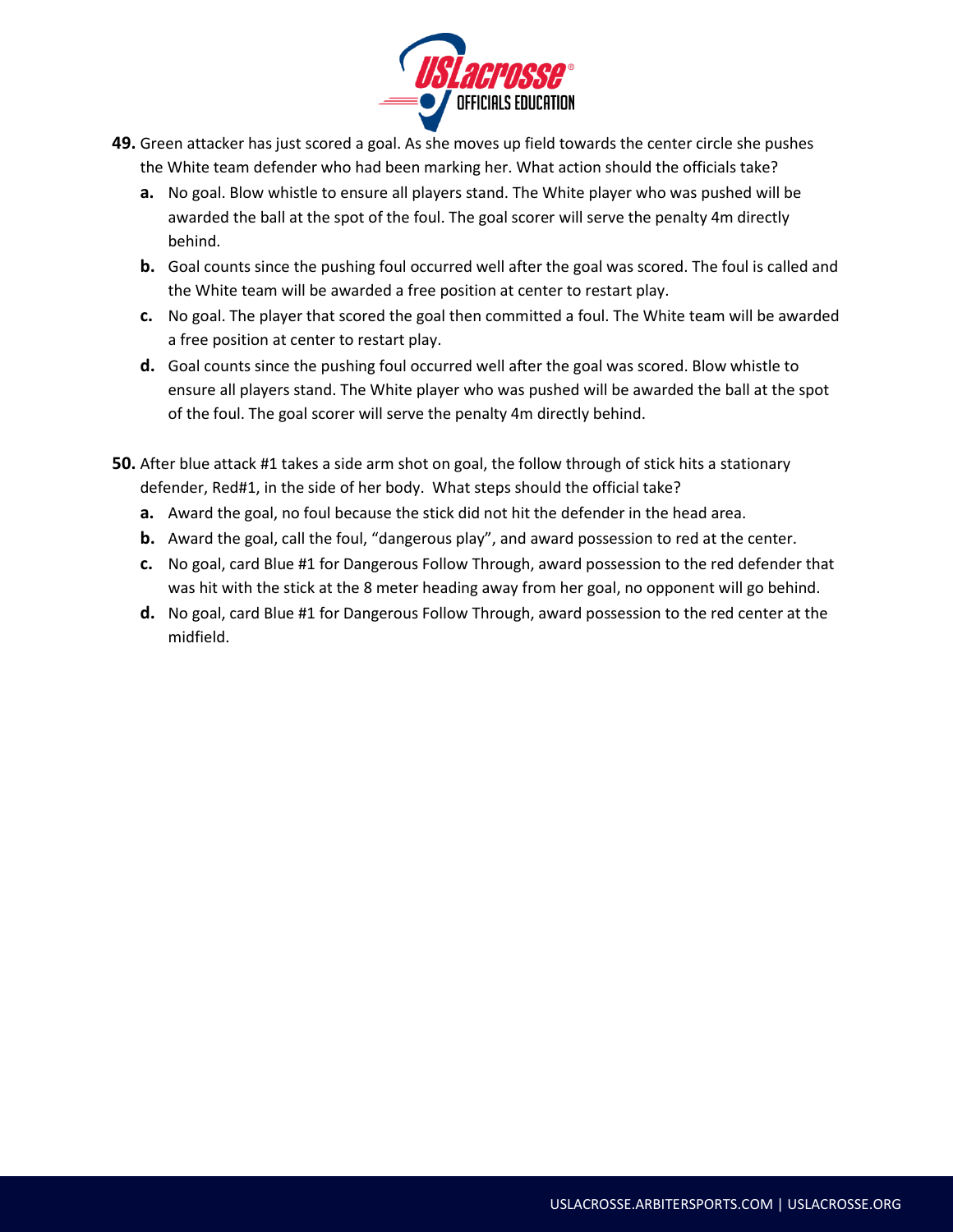**49.** Green attacker has just scored a goal. As she moves up field towards the center circle she pushes the White team defender who had been marking her. What action should the officials take?

- **a.** No goal. Blow whistle to ensure all players stand. The White player who was pushed will be awarded the ball at the spot of the foul. The goal scorer will serve the penalty 4m directly behind.
- **b.** Goal counts since the pushing foul occurred well after the goal was scored. The foul is called and the White team will be awarded a free position at center to restart play.
- **c.** No goal. The player that scored the goal then committed a foul. The White team will be awarded a free position at center to restart play.
- **d.** Goal counts since the pushing foul occurred well after the goal was scored. Blow whistle to ensure all players stand. The White player who was pushed will be awarded the ball at the spot of the foul. The goal scorer will serve the penalty 4m directly behind.

**50.** After blue attack #1 takes a side arm shot on goal, the follow through of stick hits a stationary defender, Red#1, in the side of her body. What steps should the official take?

- **a.** Award the goal, no foul because the stick did not hit the defender in the head area.
- **b.** Award the goal, call the foul, "dangerous play", and award possession to red at the center.
- **c.** No goal, card Blue #1 for Dangerous Follow Through, award possession to the red defender that was hit with the stick at the 8 meter heading away from her goal, no opponent will go behind.
- **d.** No goal, card Blue #1 for Dangerous Follow Through, award possession to the red center at the midfield.